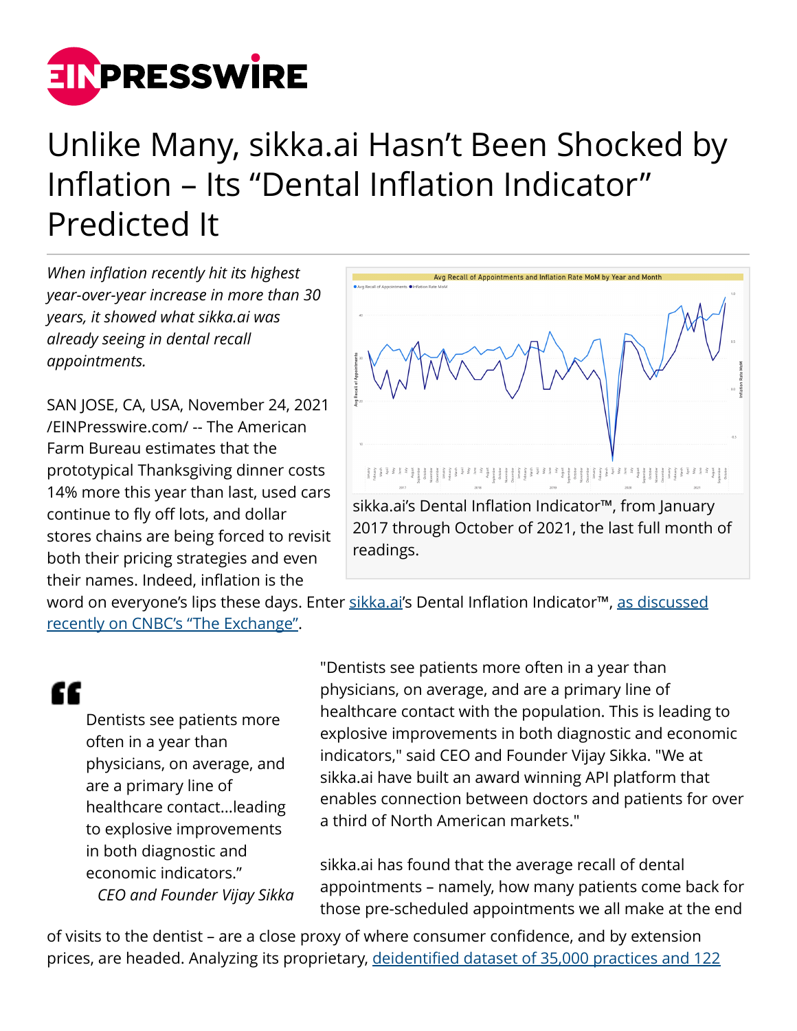# Unlike Many, sikka.ai Hasn't Been Shocked by Inflation – Its "Dental Inflation Indicator" Predicted It

*When inflation recently hit its highest year-over-year increase in more than 30 years, it showed what sikka.ai was already seeing in dental recall appointments.*

SAN JOSE, CA, USA, November 24, 2021 /EINPresswire.com/ -- The American Farm Bureau estimates that the prototypical Thanksgiving dinner costs 14% more this year than last, used cars continue to fly off lots, and dollar stores chains are being forced to revisit both their pricing strategies and even their names. Indeed, inflation is the word on everyone's lips these days. Enter sikka.ai's Dental Inflation Indicator™, as discussed recently on CNBC's "The Exchange".

sikka.ai's Dental Inflation Indicator™, from January 2017 through October of 2021, the last full month of readings.

> Dentists see patients more often in a year than physicians, on average, and are a primary line of healthcare contact...leading to explosive improvements in both diagnostic and economic indicators."
>
> *CEO and Founder Vijay Sikka*

"Dentists see patients more often in a year than physicians, on average, and are a primary line of healthcare contact with the population. This is leading to explosive improvements in both diagnostic and economic indicators," said CEO and Founder Vijay Sikka. "We at sikka.ai have built an award winning API platform that enables connection between doctors and patients for over a third of North American markets."

sikka.ai has found that the average recall of dental appointments – namely, how many patients come back for those pre-scheduled appointments we all make at the end of visits to the dentist – are a close proxy of where consumer confidence, and by extension prices, are headed. Analyzing its proprietary, deidentified dataset of 35,000 practices and 122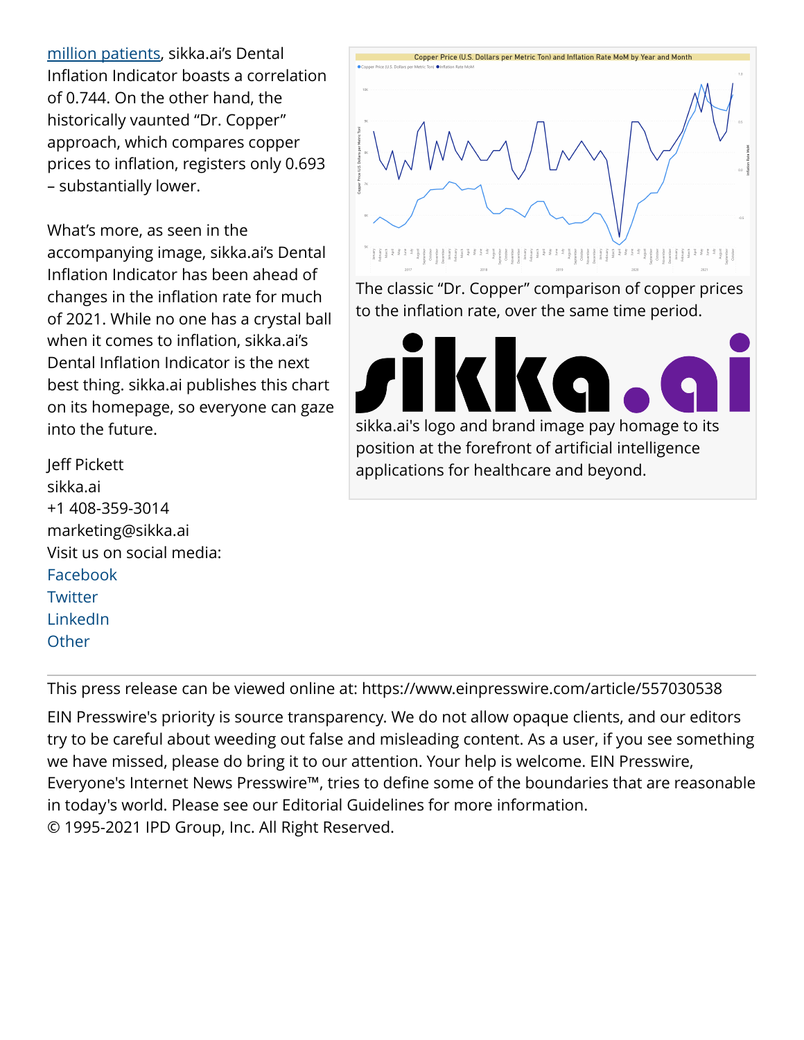million patients, sikka.ai's Dental Inflation Indicator boasts a correlation of 0.744. On the other hand, the historically vaunted "Dr. Copper" approach, which compares copper prices to inflation, registers only 0.693 – substantially lower.

What's more, as seen in the accompanying image, sikka.ai's Dental Inflation Indicator has been ahead of changes in the inflation rate for much of 2021. While no one has a crystal ball when it comes to inflation, sikka.ai's Dental Inflation Indicator is the next best thing. sikka.ai publishes this chart on its homepage, so everyone can gaze into the future.

Jeff Pickett
sikka.ai
+1 408-359-3014
marketing@sikka.ai
Visit us on social media:
Facebook
Twitter
LinkedIn
Other

Copper Price (U.S. Dollars per Metric Ton) and Inflation Rate MoM by Year and Month

The classic "Dr. Copper" comparison of copper prices to the inflation rate, over the same time period.

sikka.ai

sikka.ai's logo and brand image pay homage to its position at the forefront of artificial intelligence applications for healthcare and beyond.

---

This press release can be viewed online at: https://www.einpresswire.com/article/557030538

EIN Presswire's priority is source transparency. We do not allow opaque clients, and our editors try to be careful about weeding out false and misleading content. As a user, if you see something we have missed, please do bring it to our attention. Your help is welcome. EIN Presswire, Everyone's Internet News Presswire™, tries to define some of the boundaries that are reasonable in today's world. Please see our Editorial Guidelines for more information.
© 1995-2021 IPD Group, Inc. All Right Reserved.